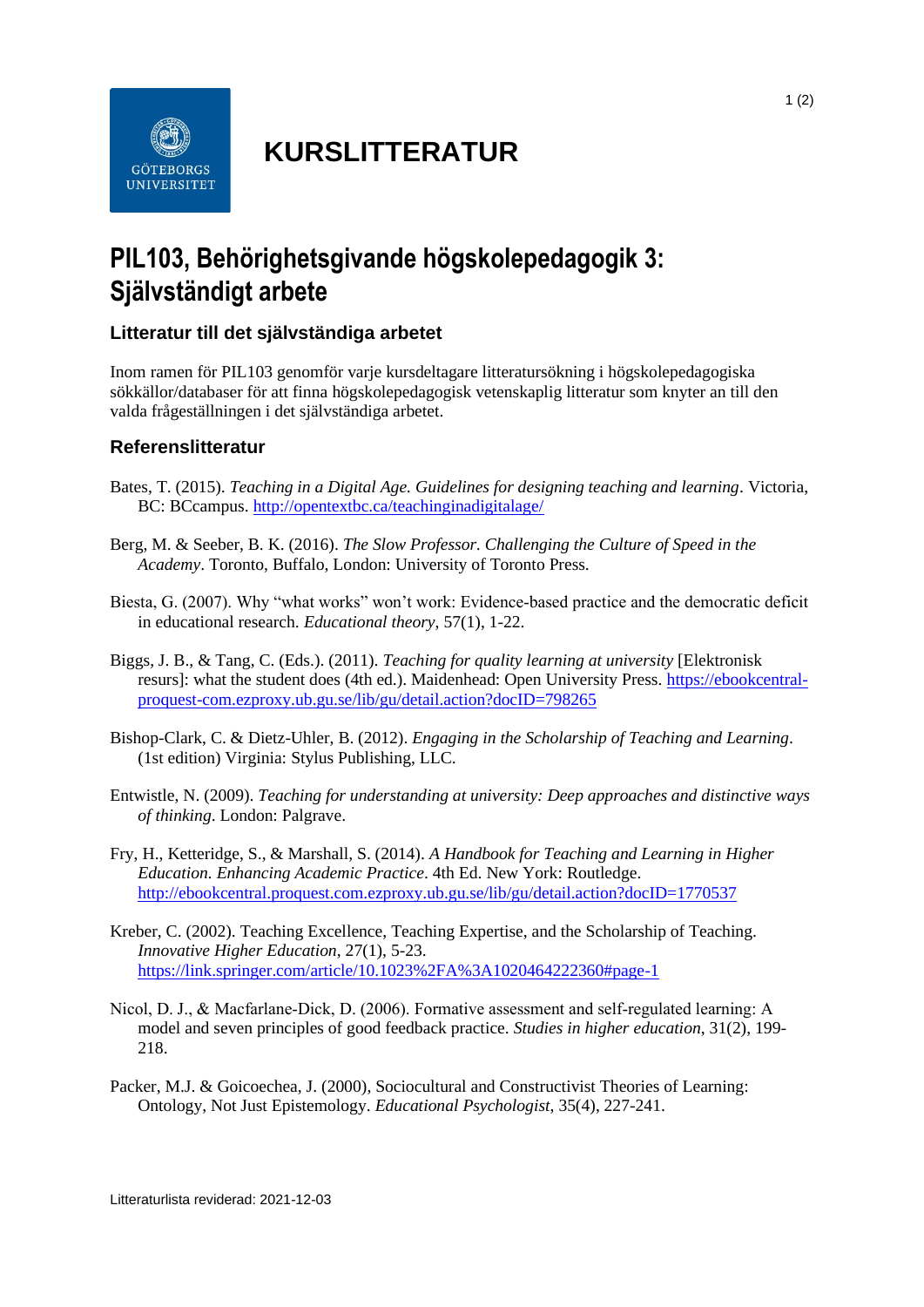# KURSLITTERATUR

# PIL103, Behörighetsgivande högskolepedagogik 3: Självständigt arbete

### Litteratur till det självständiga arbetet

Inom ramen för PIL103 genomför varje kursdeltagare litteratursökning i högskolepedagogiska sökkällor/databaser för att finna högskolepedagogisk vetenskaplig litteratur som knyter an till den valda frågeställningen i det självständiga arbetet.

### Referenslitteratur

Bates, T. (2015). *Teaching in a Digital Age. Guidelines for designing teaching and learning*. Victoria, BC: BCcampus. http://opentextbc.ca/teachinginadigitalage/

Berg, M. & Seeber, B. K. (2016). *The Slow Professor. Challenging the Culture of Speed in the Academy*. Toronto, Buffalo, London: University of Toronto Press.

Biesta, G. (2007). Why "what works" won't work: Evidence-based practice and the democratic deficit in educational research. *Educational theory*, 57(1), 1-22.

Biggs, J. B., & Tang, C. (Eds.). (2011). *Teaching for quality learning at university* [Elektronisk resurs]: what the student does (4th ed.). Maidenhead: Open University Press. https://ebookcentral-proquest-com.ezproxy.ub.gu.se/lib/gu/detail.action?docID=798265

Bishop-Clark, C. & Dietz-Uhler, B. (2012). *Engaging in the Scholarship of Teaching and Learning*. (1st edition) Virginia: Stylus Publishing, LLC.

Entwistle, N. (2009). *Teaching for understanding at university: Deep approaches and distinctive ways of thinking*. London: Palgrave.

Fry, H., Ketteridge, S., & Marshall, S. (2014). *A Handbook for Teaching and Learning in Higher Education. Enhancing Academic Practice*. 4th Ed. New York: Routledge. http://ebookcentral.proquest.com.ezproxy.ub.gu.se/lib/gu/detail.action?docID=1770537

Kreber, C. (2002). Teaching Excellence, Teaching Expertise, and the Scholarship of Teaching. *Innovative Higher Education*, 27(1), 5-23. https://link.springer.com/article/10.1023%2FA%3A1020464222360#page-1

Nicol, D. J., & Macfarlane-Dick, D. (2006). Formative assessment and self-regulated learning: A model and seven principles of good feedback practice. *Studies in higher education*, 31(2), 199-218.

Packer, M.J. & Goicoechea, J. (2000), Sociocultural and Constructivist Theories of Learning: Ontology, Not Just Epistemology. *Educational Psychologist*, 35(4), 227-241.

Litteraturlista reviderad: 2021-12-03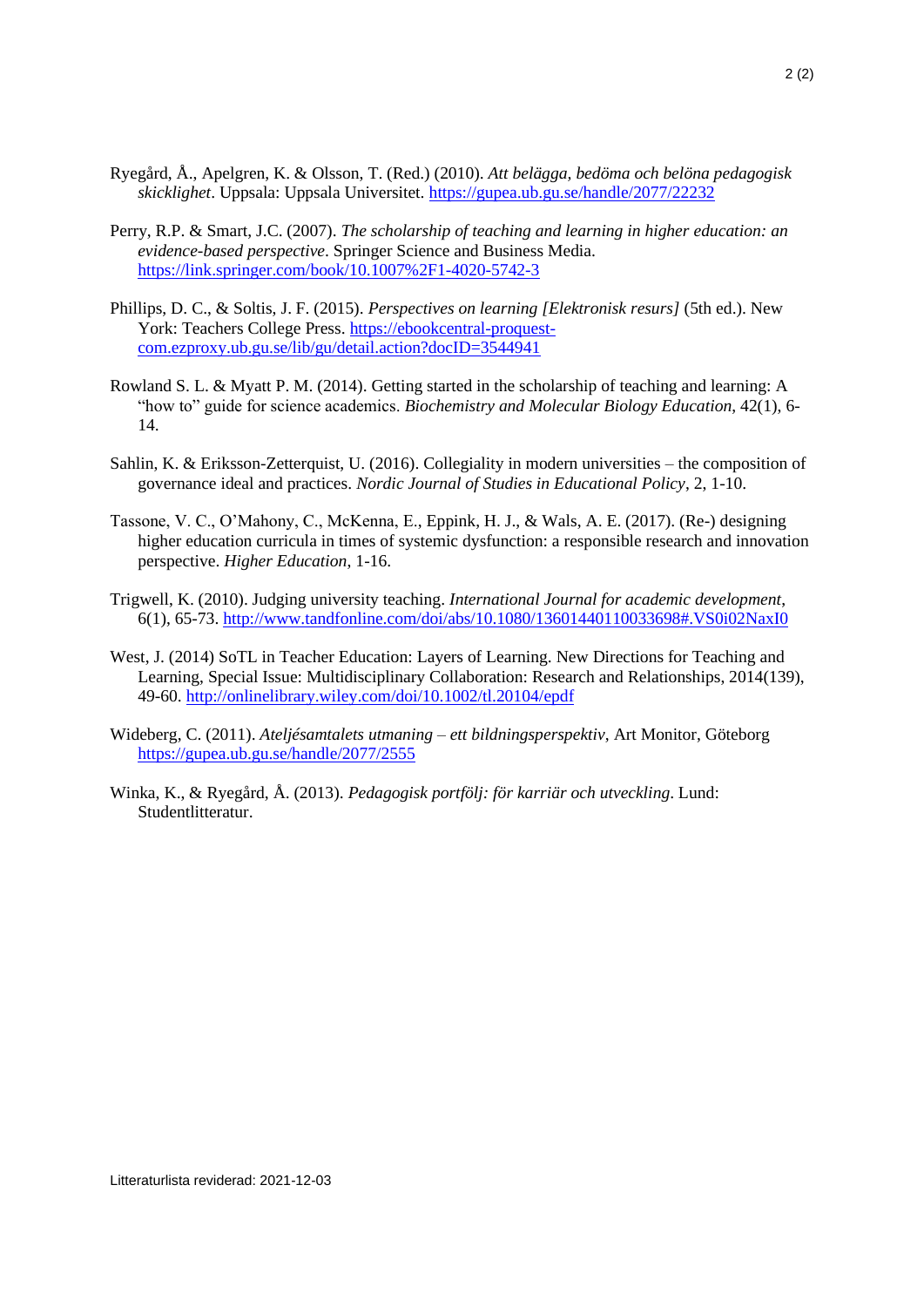Ryegård, Å., Apelgren, K. & Olsson, T. (Red.) (2010). *Att belägga, bedöma och belöna pedagogisk skicklighet*. Uppsala: Uppsala Universitet. https://gupea.ub.gu.se/handle/2077/22232

Perry, R.P. & Smart, J.C. (2007). *The scholarship of teaching and learning in higher education: an evidence-based perspective*. Springer Science and Business Media. https://link.springer.com/book/10.1007%2F1-4020-5742-3

Phillips, D. C., & Soltis, J. F. (2015). *Perspectives on learning [Elektronisk resurs]* (5th ed.). New York: Teachers College Press. https://ebookcentral-proquest-com.ezproxy.ub.gu.se/lib/gu/detail.action?docID=3544941

Rowland S. L. & Myatt P. M. (2014). Getting started in the scholarship of teaching and learning: A "how to" guide for science academics. *Biochemistry and Molecular Biology Education*, 42(1), 6-14.

Sahlin, K. & Eriksson-Zetterquist, U. (2016). Collegiality in modern universities – the composition of governance ideal and practices. *Nordic Journal of Studies in Educational Policy*, 2, 1-10.

Tassone, V. C., O'Mahony, C., McKenna, E., Eppink, H. J., & Wals, A. E. (2017). (Re-) designing higher education curricula in times of systemic dysfunction: a responsible research and innovation perspective. *Higher Education*, 1-16.

Trigwell, K. (2010). Judging university teaching. *International Journal for academic development*, 6(1), 65-73. http://www.tandfonline.com/doi/abs/10.1080/13601440110033698#.VS0i02NaxI0

West, J. (2014) SoTL in Teacher Education: Layers of Learning. New Directions for Teaching and Learning, Special Issue: Multidisciplinary Collaboration: Research and Relationships, 2014(139), 49-60. http://onlinelibrary.wiley.com/doi/10.1002/tl.20104/epdf

Wideberg, C. (2011). *Ateljésamtalets utmaning – ett bildningsperspektiv*, Art Monitor, Göteborg https://gupea.ub.gu.se/handle/2077/2555

Winka, K., & Ryegård, Å. (2013). *Pedagogisk portfölj: för karriär och utveckling*. Lund: Studentlitteratur.

Litteraturlista reviderad: 2021-12-03